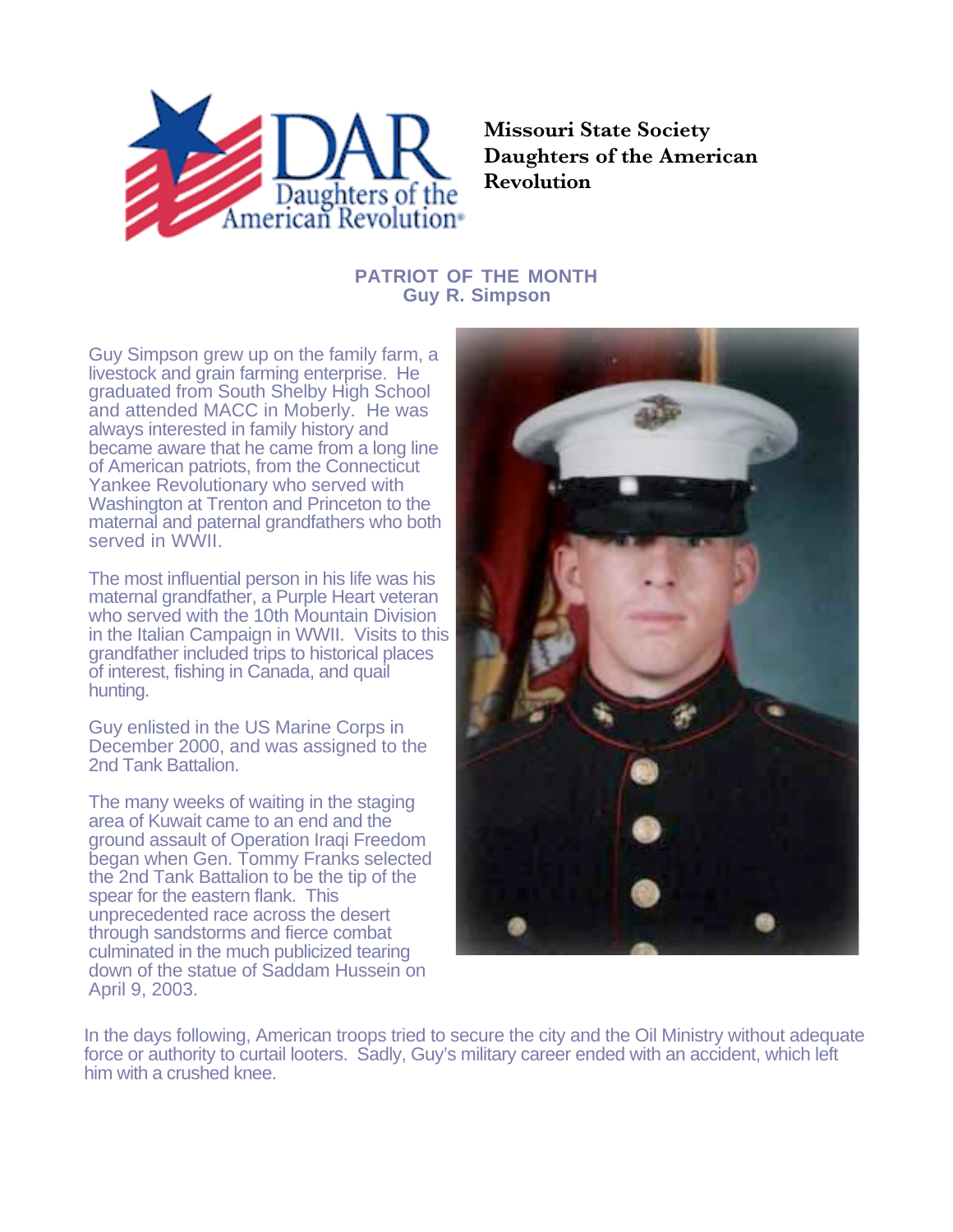Missouri State Society
Daughters of the American Revolution

## PATRIOT OF THE MONTH
## Guy R. Simpson

Guy Simpson grew up on the family farm, a livestock and grain farming enterprise. He graduated from South Shelby High School and attended MACC in Moberly. He was always interested in family history and became aware that he came from a long line of American patriots, from the Connecticut Yankee Revolutionary who served with Washington at Trenton and Princeton to the maternal and paternal grandfathers who both served in WWII.

The most influential person in his life was his maternal grandfather, a Purple Heart veteran who served with the 10th Mountain Division in the Italian Campaign in WWII. Visits to this grandfather included trips to historical places of interest, fishing in Canada, and quail hunting.

Guy enlisted in the US Marine Corps in December 2000, and was assigned to the 2nd Tank Battalion.

The many weeks of waiting in the staging area of Kuwait came to an end and the ground assault of Operation Iraqi Freedom began when Gen. Tommy Franks selected the 2nd Tank Battalion to be the tip of the spear for the eastern flank. This unprecedented race across the desert through sandstorms and fierce combat culminated in the much publicized tearing down of the statue of Saddam Hussein on April 9, 2003.

In the days following, American troops tried to secure the city and the Oil Ministry without adequate force or authority to curtail looters. Sadly, Guy's military career ended with an accident, which left him with a crushed knee.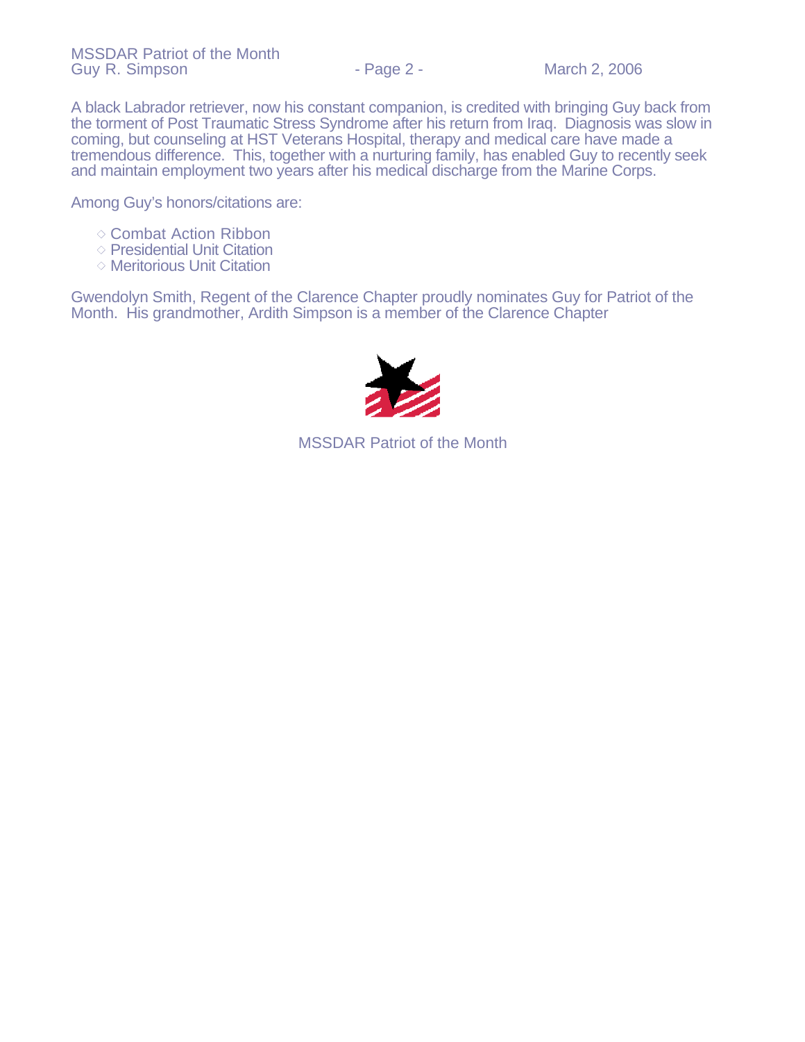A black Labrador retriever, now his constant companion, is credited with bringing Guy back from the torment of Post Traumatic Stress Syndrome after his return from Iraq. Diagnosis was slow in coming, but counseling at HST Veterans Hospital, therapy and medical care have made a tremendous difference. This, together with a nurturing family, has enabled Guy to recently seek and maintain employment two years after his medical discharge from the Marine Corps.

Among Guy's honors/citations are:

- Combat Action Ribbon
- Presidential Unit Citation
- Meritorious Unit Citation

Gwendolyn Smith, Regent of the Clarence Chapter proudly nominates Guy for Patriot of the Month. His grandmother, Ardith Simpson is a member of the Clarence Chapter

MSSDAR Patriot of the Month